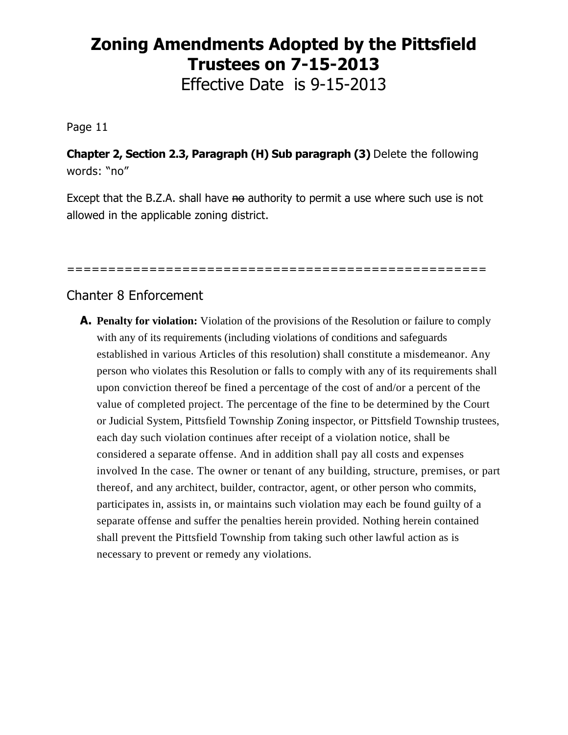# Zoning Amendments Adopted by the Pittsfield Trustees on 7-15-2013

Effective Date is 9-15-2013

Page 11

**Chapter 2, Section 2.3, Paragraph (H) Sub paragraph (3)** Delete the following words: "no"

Except that the B.Z.A. shall have ~~no~~ authority to permit a use where such use is not allowed in the applicable zoning district.

=====================================================

## Chanter 8 Enforcement

**A. Penalty for violation:** Violation of the provisions of the Resolution or failure to comply with any of its requirements (including violations of conditions and safeguards established in various Articles of this resolution) shall constitute a misdemeanor. Any person who violates this Resolution or falls to comply with any of its requirements shall upon conviction thereof be fined a percentage of the cost of and/or a percent of the value of completed project. The percentage of the fine to be determined by the Court or Judicial System, Pittsfield Township Zoning inspector, or Pittsfield Township trustees, each day such violation continues after receipt of a violation notice, shall be considered a separate offense. And in addition shall pay all costs and expenses involved In the case. The owner or tenant of any building, structure, premises, or part thereof, and any architect, builder, contractor, agent, or other person who commits, participates in, assists in, or maintains such violation may each be found guilty of a separate offense and suffer the penalties herein provided. Nothing herein contained shall prevent the Pittsfield Township from taking such other lawful action as is necessary to prevent or remedy any violations.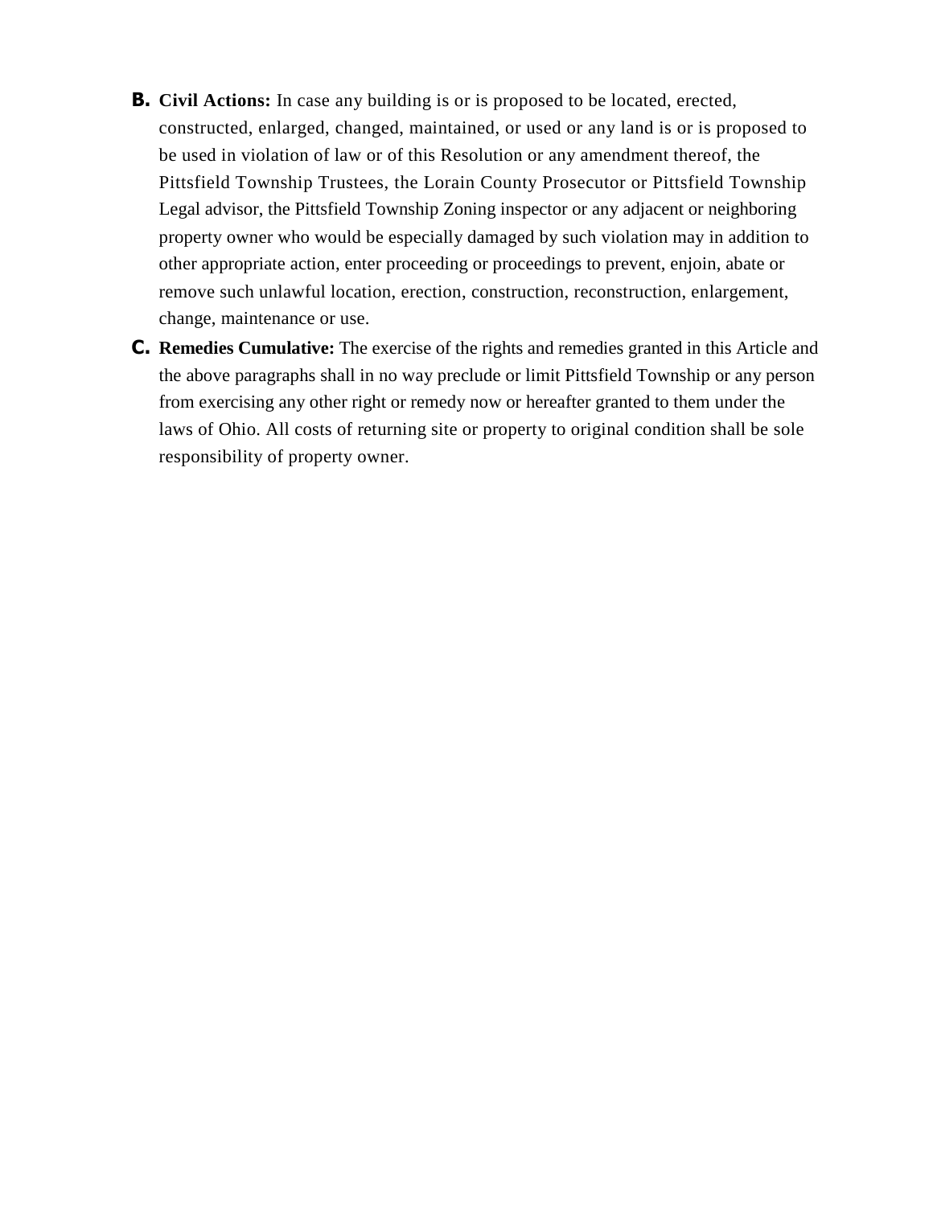B. **Civil Actions:** In case any building is or is proposed to be located, erected, constructed, enlarged, changed, maintained, or used or any land is or is proposed to be used in violation of law or of this Resolution or any amendment thereof, the Pittsfield Township Trustees, the Lorain County Prosecutor or Pittsfield Township Legal advisor, the Pittsfield Township Zoning inspector or any adjacent or neighboring property owner who would be especially damaged by such violation may in addition to other appropriate action, enter proceeding or proceedings to prevent, enjoin, abate or remove such unlawful location, erection, construction, reconstruction, enlargement, change, maintenance or use.

C. **Remedies Cumulative:** The exercise of the rights and remedies granted in this Article and the above paragraphs shall in no way preclude or limit Pittsfield Township or any person from exercising any other right or remedy now or hereafter granted to them under the laws of Ohio. All costs of returning site or property to original condition shall be sole responsibility of property owner.